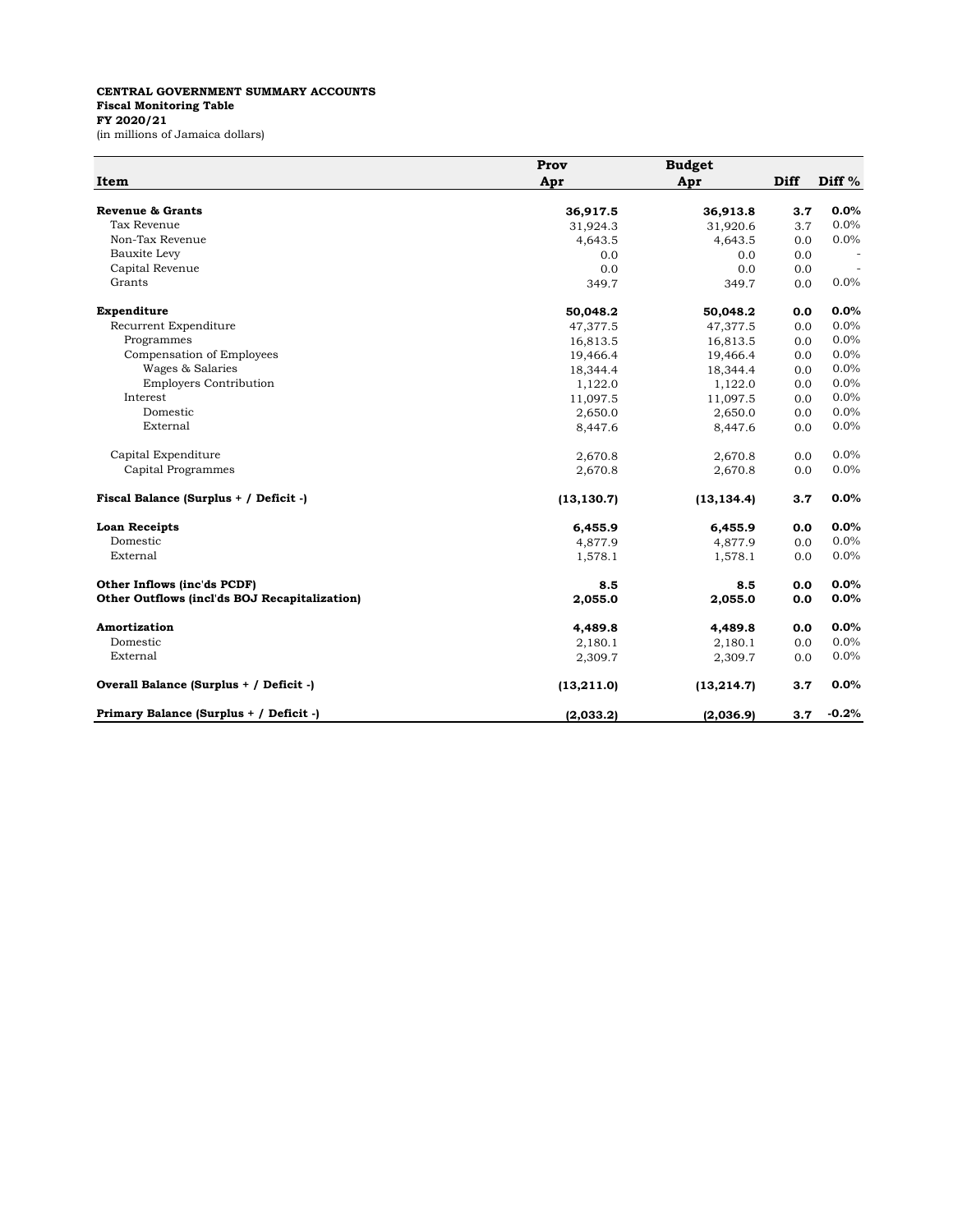**CENTRAL GOVERNMENT SUMMARY ACCOUNTS**
**Fiscal Monitoring Table**
**FY 2020/21**
(in millions of Jamaica dollars)

| Item | Prov Apr | Budget Apr | Diff | Diff % |
|---|---|---|---|---|
| **Revenue & Grants** | **36,917.5** | **36,913.8** | **3.7** | **0.0%** |
| Tax Revenue | 31,924.3 | 31,920.6 | 3.7 | 0.0% |
| Non-Tax Revenue | 4,643.5 | 4,643.5 | 0.0 | 0.0% |
| Bauxite Levy | 0.0 | 0.0 | 0.0 | - |
| Capital Revenue | 0.0 | 0.0 | 0.0 | - |
| Grants | 349.7 | 349.7 | 0.0 | 0.0% |
| **Expenditure** | **50,048.2** | **50,048.2** | **0.0** | **0.0%** |
| Recurrent Expenditure | 47,377.5 | 47,377.5 | 0.0 | 0.0% |
| Programmes | 16,813.5 | 16,813.5 | 0.0 | 0.0% |
| Compensation of Employees | 19,466.4 | 19,466.4 | 0.0 | 0.0% |
| Wages & Salaries | 18,344.4 | 18,344.4 | 0.0 | 0.0% |
| Employers Contribution | 1,122.0 | 1,122.0 | 0.0 | 0.0% |
| Interest | 11,097.5 | 11,097.5 | 0.0 | 0.0% |
| Domestic | 2,650.0 | 2,650.0 | 0.0 | 0.0% |
| External | 8,447.6 | 8,447.6 | 0.0 | 0.0% |
| Capital Expenditure | 2,670.8 | 2,670.8 | 0.0 | 0.0% |
| Capital Programmes | 2,670.8 | 2,670.8 | 0.0 | 0.0% |
| **Fiscal Balance (Surplus + / Deficit -)** | **(13,130.7)** | **(13,134.4)** | **3.7** | **0.0%** |
| **Loan Receipts** | **6,455.9** | **6,455.9** | **0.0** | **0.0%** |
| Domestic | 4,877.9 | 4,877.9 | 0.0 | 0.0% |
| External | 1,578.1 | 1,578.1 | 0.0 | 0.0% |
| **Other Inflows (inc'ds PCDF)** | **8.5** | **8.5** | **0.0** | **0.0%** |
| **Other Outflows (incl'ds BOJ Recapitalization)** | **2,055.0** | **2,055.0** | **0.0** | **0.0%** |
| **Amortization** | **4,489.8** | **4,489.8** | **0.0** | **0.0%** |
| Domestic | 2,180.1 | 2,180.1 | 0.0 | 0.0% |
| External | 2,309.7 | 2,309.7 | 0.0 | 0.0% |
| **Overall Balance (Surplus + / Deficit -)** | **(13,211.0)** | **(13,214.7)** | **3.7** | **0.0%** |
| **Primary Balance (Surplus + / Deficit -)** | **(2,033.2)** | **(2,036.9)** | **3.7** | **-0.2%** |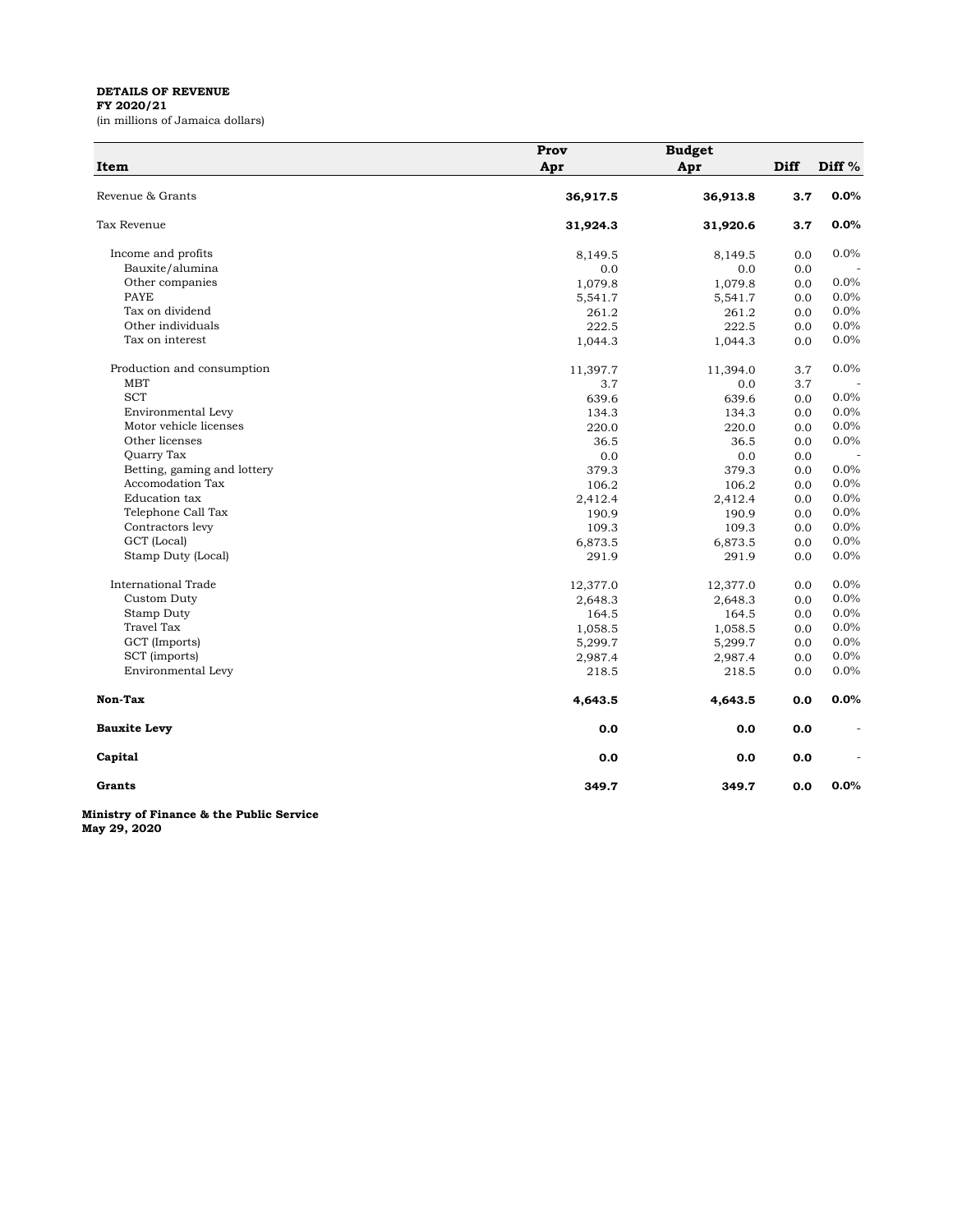**DETAILS OF REVENUE**
**FY 2020/21**
(in millions of Jamaica dollars)

| Item | Prov Apr | Budget Apr | Diff | Diff % |
|---|---|---|---|---|
| Revenue & Grants | **36,917.5** | **36,913.8** | **3.7** | **0.0%** |
| Tax Revenue | **31,924.3** | **31,920.6** | **3.7** | **0.0%** |
| Income and profits | 8,149.5 | 8,149.5 | 0.0 | 0.0% |
| Bauxite/alumina | 0.0 | 0.0 | 0.0 | - |
| Other companies | 1,079.8 | 1,079.8 | 0.0 | 0.0% |
| PAYE | 5,541.7 | 5,541.7 | 0.0 | 0.0% |
| Tax on dividend | 261.2 | 261.2 | 0.0 | 0.0% |
| Other individuals | 222.5 | 222.5 | 0.0 | 0.0% |
| Tax on interest | 1,044.3 | 1,044.3 | 0.0 | 0.0% |
| Production and consumption | 11,397.7 | 11,394.0 | 3.7 | 0.0% |
| MBT | 3.7 | 0.0 | 3.7 | - |
| SCT | 639.6 | 639.6 | 0.0 | 0.0% |
| Environmental Levy | 134.3 | 134.3 | 0.0 | 0.0% |
| Motor vehicle licenses | 220.0 | 220.0 | 0.0 | 0.0% |
| Other licenses | 36.5 | 36.5 | 0.0 | 0.0% |
| Quarry Tax | 0.0 | 0.0 | 0.0 | - |
| Betting, gaming and lottery | 379.3 | 379.3 | 0.0 | 0.0% |
| Accomodation Tax | 106.2 | 106.2 | 0.0 | 0.0% |
| Education tax | 2,412.4 | 2,412.4 | 0.0 | 0.0% |
| Telephone Call Tax | 190.9 | 190.9 | 0.0 | 0.0% |
| Contractors levy | 109.3 | 109.3 | 0.0 | 0.0% |
| GCT (Local) | 6,873.5 | 6,873.5 | 0.0 | 0.0% |
| Stamp Duty (Local) | 291.9 | 291.9 | 0.0 | 0.0% |
| International Trade | 12,377.0 | 12,377.0 | 0.0 | 0.0% |
| Custom Duty | 2,648.3 | 2,648.3 | 0.0 | 0.0% |
| Stamp Duty | 164.5 | 164.5 | 0.0 | 0.0% |
| Travel Tax | 1,058.5 | 1,058.5 | 0.0 | 0.0% |
| GCT (Imports) | 5,299.7 | 5,299.7 | 0.0 | 0.0% |
| SCT (imports) | 2,987.4 | 2,987.4 | 0.0 | 0.0% |
| Environmental Levy | 218.5 | 218.5 | 0.0 | 0.0% |
| **Non-Tax** | **4,643.5** | **4,643.5** | **0.0** | **0.0%** |
| **Bauxite Levy** | **0.0** | **0.0** | **0.0** | - |
| **Capital** | **0.0** | **0.0** | **0.0** | - |
| **Grants** | **349.7** | **349.7** | **0.0** | **0.0%** |

**Ministry of Finance & the Public Service**
**May 29, 2020**